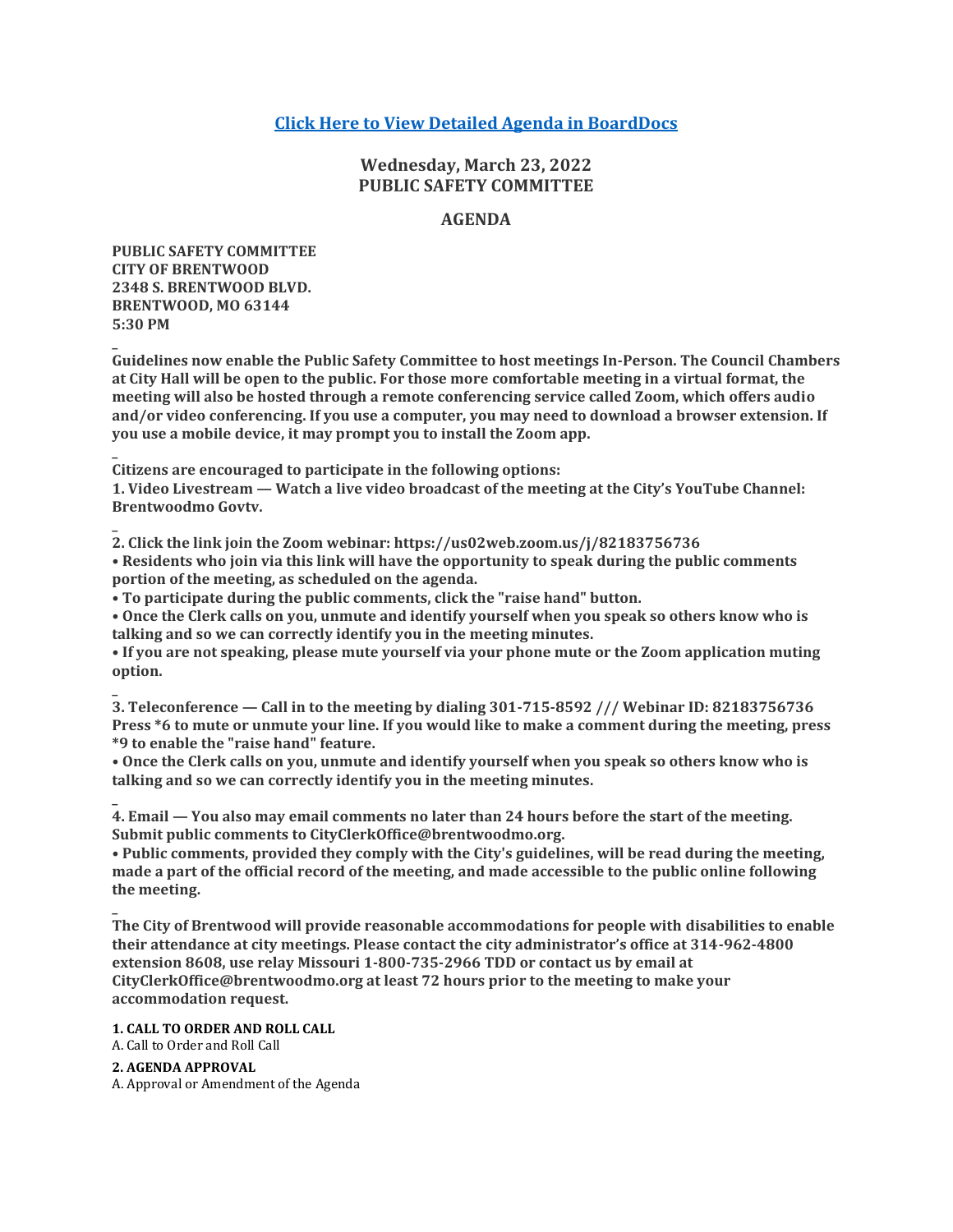[Click Here to View Detailed Agenda in BoardDocs]

## Wednesday, March 23, 2022
## PUBLIC SAFETY COMMITTEE

## AGENDA

**PUBLIC SAFETY COMMITTEE**
**CITY OF BRENTWOOD**
**2348 S. BRENTWOOD BLVD.**
**BRENTWOOD, MO 63144**
**5:30 PM**

**Guidelines now enable the Public Safety Committee to host meetings In-Person. The Council Chambers at City Hall will be open to the public. For those more comfortable meeting in a virtual format, the meeting will also be hosted through a remote conferencing service called Zoom, which offers audio and/or video conferencing. If you use a computer, you may need to download a browser extension. If you use a mobile device, it may prompt you to install the Zoom app.**

**Citizens are encouraged to participate in the following options:**
**1. Video Livestream — Watch a live video broadcast of the meeting at the City's YouTube Channel: Brentwoodmo Govtv.**

**2. Click the link join the Zoom webinar: https://us02web.zoom.us/j/82183756736**
**• Residents who join via this link will have the opportunity to speak during the public comments portion of the meeting, as scheduled on the agenda.**
**• To participate during the public comments, click the "raise hand" button.**
**• Once the Clerk calls on you, unmute and identify yourself when you speak so others know who is talking and so we can correctly identify you in the meeting minutes.**
**• If you are not speaking, please mute yourself via your phone mute or the Zoom application muting option.**

**3. Teleconference — Call in to the meeting by dialing 301-715-8592 /// Webinar ID: 82183756736 Press *6 to mute or unmute your line. If you would like to make a comment during the meeting, press *9 to enable the "raise hand" feature.**
**• Once the Clerk calls on you, unmute and identify yourself when you speak so others know who is talking and so we can correctly identify you in the meeting minutes.**

**4. Email — You also may email comments no later than 24 hours before the start of the meeting. Submit public comments to CityClerkOffice@brentwoodmo.org.**
**• Public comments, provided they comply with the City's guidelines, will be read during the meeting, made a part of the official record of the meeting, and made accessible to the public online following the meeting.**

**The City of Brentwood will provide reasonable accommodations for people with disabilities to enable their attendance at city meetings. Please contact the city administrator's office at 314-962-4800 extension 8608, use relay Missouri 1-800-735-2966 TDD or contact us by email at CityClerkOffice@brentwoodmo.org at least 72 hours prior to the meeting to make your accommodation request.**

**1. CALL TO ORDER AND ROLL CALL**
A. Call to Order and Roll Call

**2. AGENDA APPROVAL**
A. Approval or Amendment of the Agenda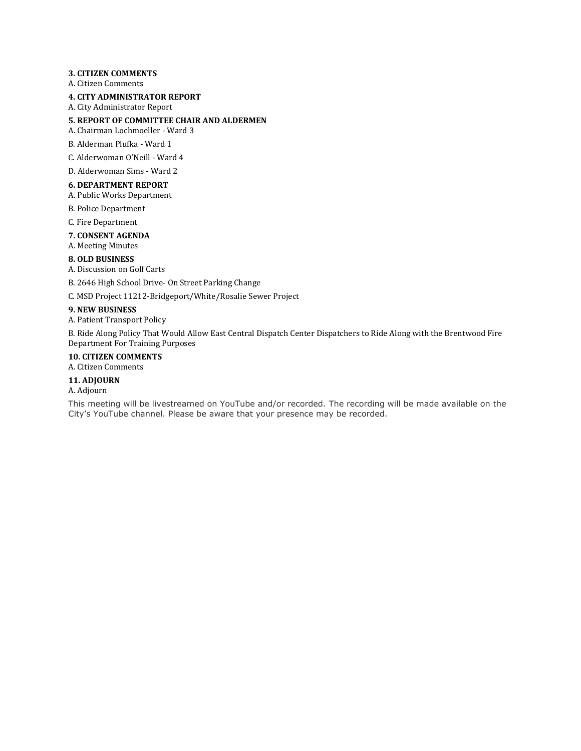**3. CITIZEN COMMENTS**

A. Citizen Comments

**4. CITY ADMINISTRATOR REPORT**

A. City Administrator Report

**5. REPORT OF COMMITTEE CHAIR AND ALDERMEN**

A. Chairman Lochmoeller - Ward 3

B. Alderman Plufka - Ward 1

C. Alderwoman O'Neill - Ward 4

D. Alderwoman Sims - Ward 2

**6. DEPARTMENT REPORT**

A. Public Works Department

B. Police Department

C. Fire Department

**7. CONSENT AGENDA**

A. Meeting Minutes

**8. OLD BUSINESS**

A. Discussion on Golf Carts

B. 2646 High School Drive- On Street Parking Change

C. MSD Project 11212-Bridgeport/White/Rosalie Sewer Project

**9. NEW BUSINESS**

A. Patient Transport Policy

B. Ride Along Policy That Would Allow East Central Dispatch Center Dispatchers to Ride Along with the Brentwood Fire Department For Training Purposes

**10. CITIZEN COMMENTS**

A. Citizen Comments

**11. ADJOURN**

A. Adjourn

This meeting will be livestreamed on YouTube and/or recorded. The recording will be made available on the City's YouTube channel. Please be aware that your presence may be recorded.